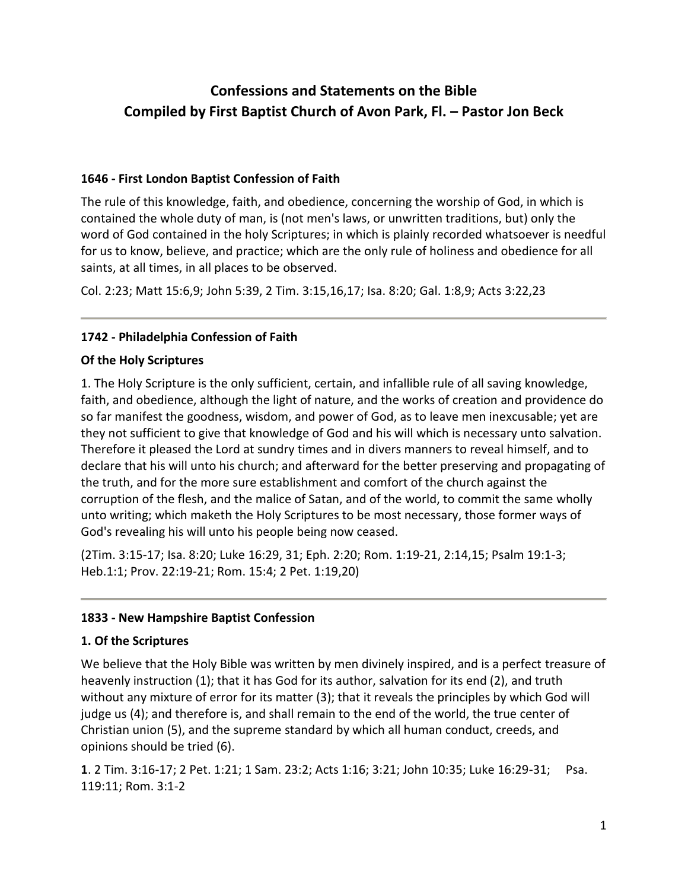# Confessions and Statements on the Bible
# Compiled by First Baptist Church of Avon Park, Fl. – Pastor Jon Beck

### 1646 - First London Baptist Confession of Faith

The rule of this knowledge, faith, and obedience, concerning the worship of God, in which is contained the whole duty of man, is (not men's laws, or unwritten traditions, but) only the word of God contained in the holy Scriptures; in which is plainly recorded whatsoever is needful for us to know, believe, and practice; which are the only rule of holiness and obedience for all saints, at all times, in all places to be observed.

Col. 2:23; Matt 15:6,9; John 5:39, 2 Tim. 3:15,16,17; Isa. 8:20; Gal. 1:8,9; Acts 3:22,23

---

### 1742 - Philadelphia Confession of Faith

**Of the Holy Scriptures**

1. The Holy Scripture is the only sufficient, certain, and infallible rule of all saving knowledge, faith, and obedience, although the light of nature, and the works of creation and providence do so far manifest the goodness, wisdom, and power of God, as to leave men inexcusable; yet are they not sufficient to give that knowledge of God and his will which is necessary unto salvation. Therefore it pleased the Lord at sundry times and in divers manners to reveal himself, and to declare that his will unto his church; and afterward for the better preserving and propagating of the truth, and for the more sure establishment and comfort of the church against the corruption of the flesh, and the malice of Satan, and of the world, to commit the same wholly unto writing; which maketh the Holy Scriptures to be most necessary, those former ways of God's revealing his will unto his people being now ceased.

(2Tim. 3:15-17; Isa. 8:20; Luke 16:29, 31; Eph. 2:20; Rom. 1:19-21, 2:14,15; Psalm 19:1-3; Heb.1:1; Prov. 22:19-21; Rom. 15:4; 2 Pet. 1:19,20)

---

### 1833 - New Hampshire Baptist Confession

**1. Of the Scriptures**

We believe that the Holy Bible was written by men divinely inspired, and is a perfect treasure of heavenly instruction (1); that it has God for its author, salvation for its end (2), and truth without any mixture of error for its matter (3); that it reveals the principles by which God will judge us (4); and therefore is, and shall remain to the end of the world, the true center of Christian union (5), and the supreme standard by which all human conduct, creeds, and opinions should be tried (6).

**1**. 2 Tim. 3:16-17; 2 Pet. 1:21; 1 Sam. 23:2; Acts 1:16; 3:21; John 10:35; Luke 16:29-31; Psa. 119:11; Rom. 3:1-2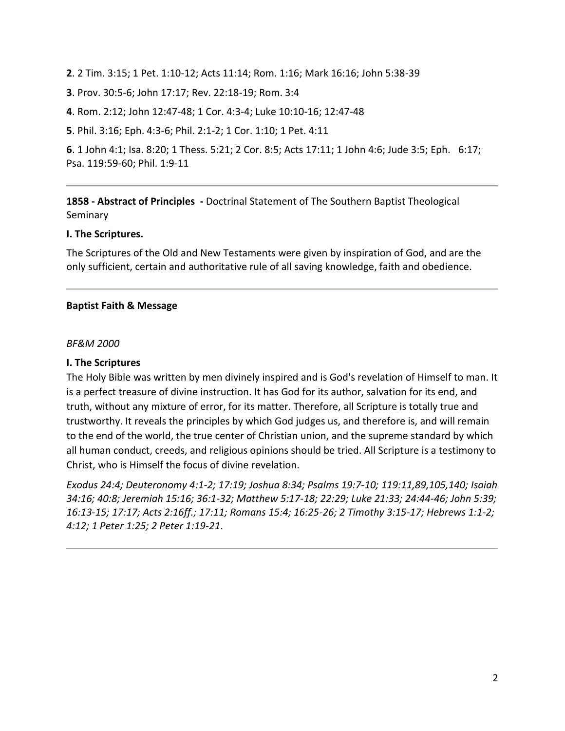**2**. 2 Tim. 3:15; 1 Pet. 1:10-12; Acts 11:14; Rom. 1:16; Mark 16:16; John 5:38-39

**3**. Prov. 30:5-6; John 17:17; Rev. 22:18-19; Rom. 3:4

**4**. Rom. 2:12; John 12:47-48; 1 Cor. 4:3-4; Luke 10:10-16; 12:47-48

**5**. Phil. 3:16; Eph. 4:3-6; Phil. 2:1-2; 1 Cor. 1:10; 1 Pet. 4:11

**6**. 1 John 4:1; Isa. 8:20; 1 Thess. 5:21; 2 Cor. 8:5; Acts 17:11; 1 John 4:6; Jude 3:5; Eph. 6:17; Psa. 119:59-60; Phil. 1:9-11

---

**1858 - Abstract of Principles -** Doctrinal Statement of The Southern Baptist Theological Seminary

**I. The Scriptures.**

The Scriptures of the Old and New Testaments were given by inspiration of God, and are the only sufficient, certain and authoritative rule of all saving knowledge, faith and obedience.

---

**Baptist Faith & Message**

*BF&M 2000*

**I. The Scriptures**

The Holy Bible was written by men divinely inspired and is God's revelation of Himself to man. It is a perfect treasure of divine instruction. It has God for its author, salvation for its end, and truth, without any mixture of error, for its matter. Therefore, all Scripture is totally true and trustworthy. It reveals the principles by which God judges us, and therefore is, and will remain to the end of the world, the true center of Christian union, and the supreme standard by which all human conduct, creeds, and religious opinions should be tried. All Scripture is a testimony to Christ, who is Himself the focus of divine revelation.

*Exodus 24:4; Deuteronomy 4:1-2; 17:19; Joshua 8:34; Psalms 19:7-10; 119:11,89,105,140; Isaiah 34:16; 40:8; Jeremiah 15:16; 36:1-32; Matthew 5:17-18; 22:29; Luke 21:33; 24:44-46; John 5:39; 16:13-15; 17:17; Acts 2:16ff.; 17:11; Romans 15:4; 16:25-26; 2 Timothy 3:15-17; Hebrews 1:1-2; 4:12; 1 Peter 1:25; 2 Peter 1:19-21*.

---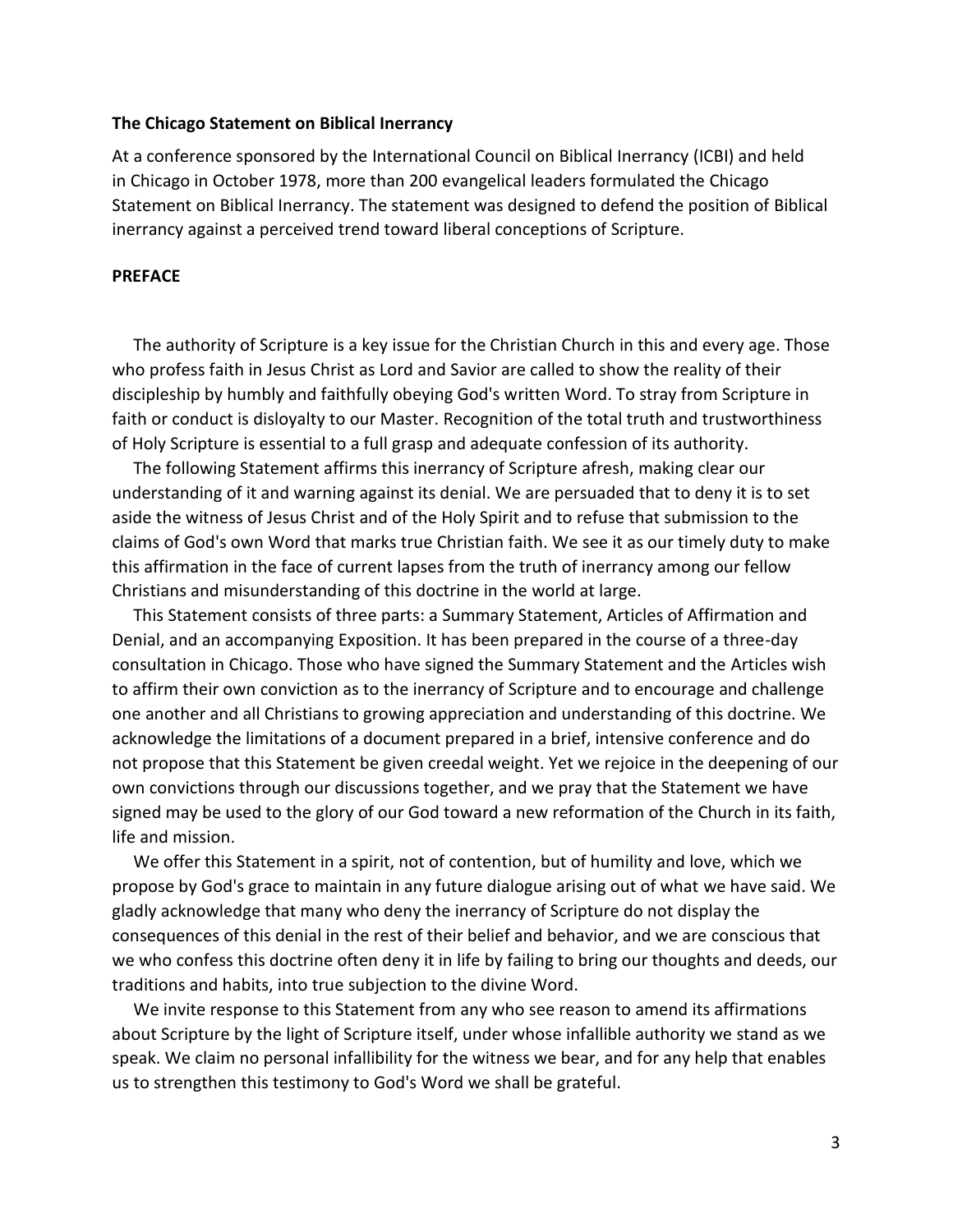**The Chicago Statement on Biblical Inerrancy**

At a conference sponsored by the International Council on Biblical Inerrancy (ICBI) and held in Chicago in October 1978, more than 200 evangelical leaders formulated the Chicago Statement on Biblical Inerrancy. The statement was designed to defend the position of Biblical inerrancy against a perceived trend toward liberal conceptions of Scripture.

**PREFACE**

The authority of Scripture is a key issue for the Christian Church in this and every age. Those who profess faith in Jesus Christ as Lord and Savior are called to show the reality of their discipleship by humbly and faithfully obeying God's written Word. To stray from Scripture in faith or conduct is disloyalty to our Master. Recognition of the total truth and trustworthiness of Holy Scripture is essential to a full grasp and adequate confession of its authority.

The following Statement affirms this inerrancy of Scripture afresh, making clear our understanding of it and warning against its denial. We are persuaded that to deny it is to set aside the witness of Jesus Christ and of the Holy Spirit and to refuse that submission to the claims of God's own Word that marks true Christian faith. We see it as our timely duty to make this affirmation in the face of current lapses from the truth of inerrancy among our fellow Christians and misunderstanding of this doctrine in the world at large.

This Statement consists of three parts: a Summary Statement, Articles of Affirmation and Denial, and an accompanying Exposition. It has been prepared in the course of a three-day consultation in Chicago. Those who have signed the Summary Statement and the Articles wish to affirm their own conviction as to the inerrancy of Scripture and to encourage and challenge one another and all Christians to growing appreciation and understanding of this doctrine. We acknowledge the limitations of a document prepared in a brief, intensive conference and do not propose that this Statement be given creedal weight. Yet we rejoice in the deepening of our own convictions through our discussions together, and we pray that the Statement we have signed may be used to the glory of our God toward a new reformation of the Church in its faith, life and mission.

We offer this Statement in a spirit, not of contention, but of humility and love, which we propose by God's grace to maintain in any future dialogue arising out of what we have said. We gladly acknowledge that many who deny the inerrancy of Scripture do not display the consequences of this denial in the rest of their belief and behavior, and we are conscious that we who confess this doctrine often deny it in life by failing to bring our thoughts and deeds, our traditions and habits, into true subjection to the divine Word.

We invite response to this Statement from any who see reason to amend its affirmations about Scripture by the light of Scripture itself, under whose infallible authority we stand as we speak. We claim no personal infallibility for the witness we bear, and for any help that enables us to strengthen this testimony to God's Word we shall be grateful.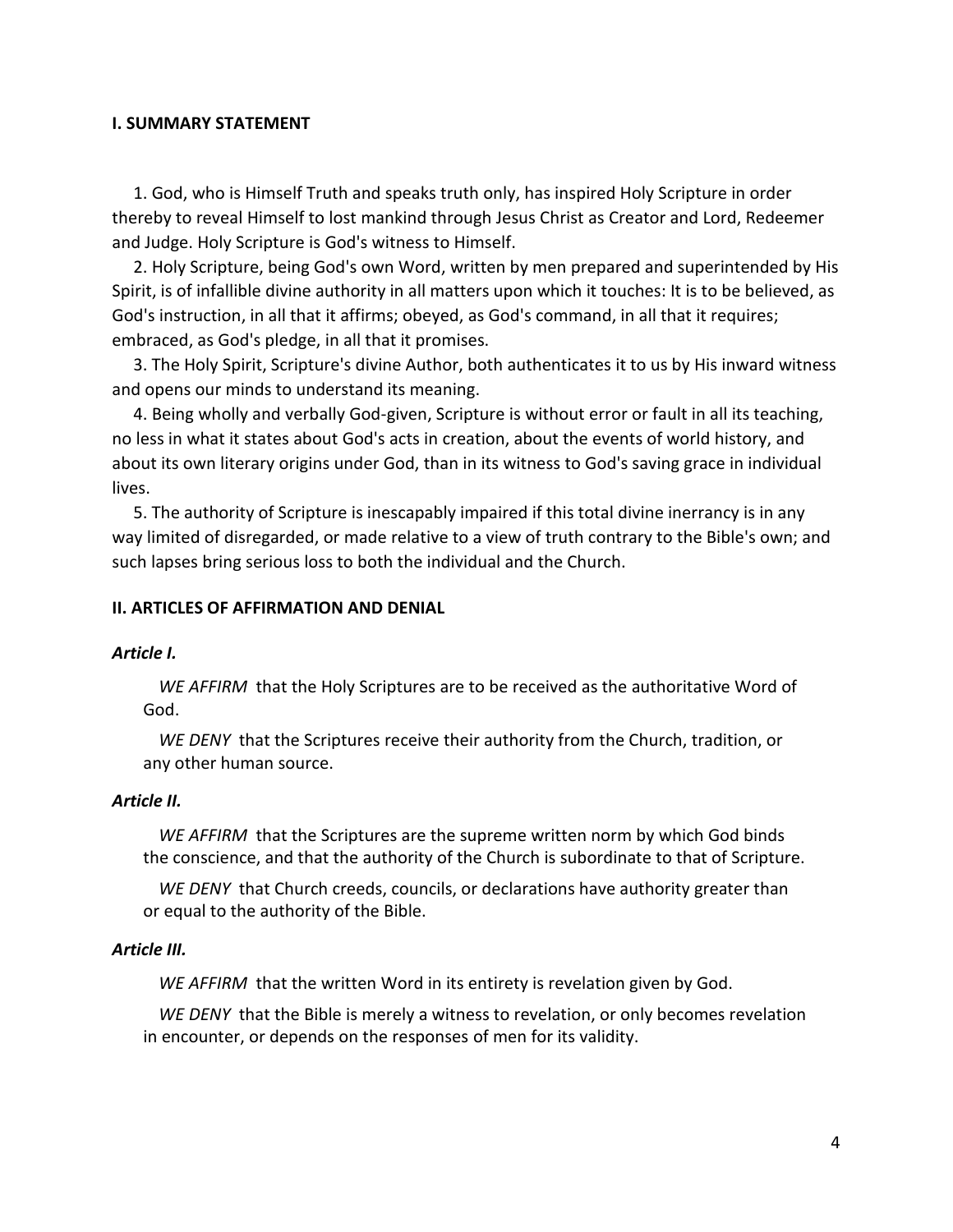## I. SUMMARY STATEMENT

1. God, who is Himself Truth and speaks truth only, has inspired Holy Scripture in order thereby to reveal Himself to lost mankind through Jesus Christ as Creator and Lord, Redeemer and Judge. Holy Scripture is God's witness to Himself.

2. Holy Scripture, being God's own Word, written by men prepared and superintended by His Spirit, is of infallible divine authority in all matters upon which it touches: It is to be believed, as God's instruction, in all that it affirms; obeyed, as God's command, in all that it requires; embraced, as God's pledge, in all that it promises.

3. The Holy Spirit, Scripture's divine Author, both authenticates it to us by His inward witness and opens our minds to understand its meaning.

4. Being wholly and verbally God-given, Scripture is without error or fault in all its teaching, no less in what it states about God's acts in creation, about the events of world history, and about its own literary origins under God, than in its witness to God's saving grace in individual lives.

5. The authority of Scripture is inescapably impaired if this total divine inerrancy is in any way limited of disregarded, or made relative to a view of truth contrary to the Bible's own; and such lapses bring serious loss to both the individual and the Church.

## II. ARTICLES OF AFFIRMATION AND DENIAL

### *Article I.*

*WE AFFIRM* that the Holy Scriptures are to be received as the authoritative Word of God.

*WE DENY* that the Scriptures receive their authority from the Church, tradition, or any other human source.

### *Article II.*

*WE AFFIRM* that the Scriptures are the supreme written norm by which God binds the conscience, and that the authority of the Church is subordinate to that of Scripture.

*WE DENY* that Church creeds, councils, or declarations have authority greater than or equal to the authority of the Bible.

### *Article III.*

*WE AFFIRM* that the written Word in its entirety is revelation given by God.

*WE DENY* that the Bible is merely a witness to revelation, or only becomes revelation in encounter, or depends on the responses of men for its validity.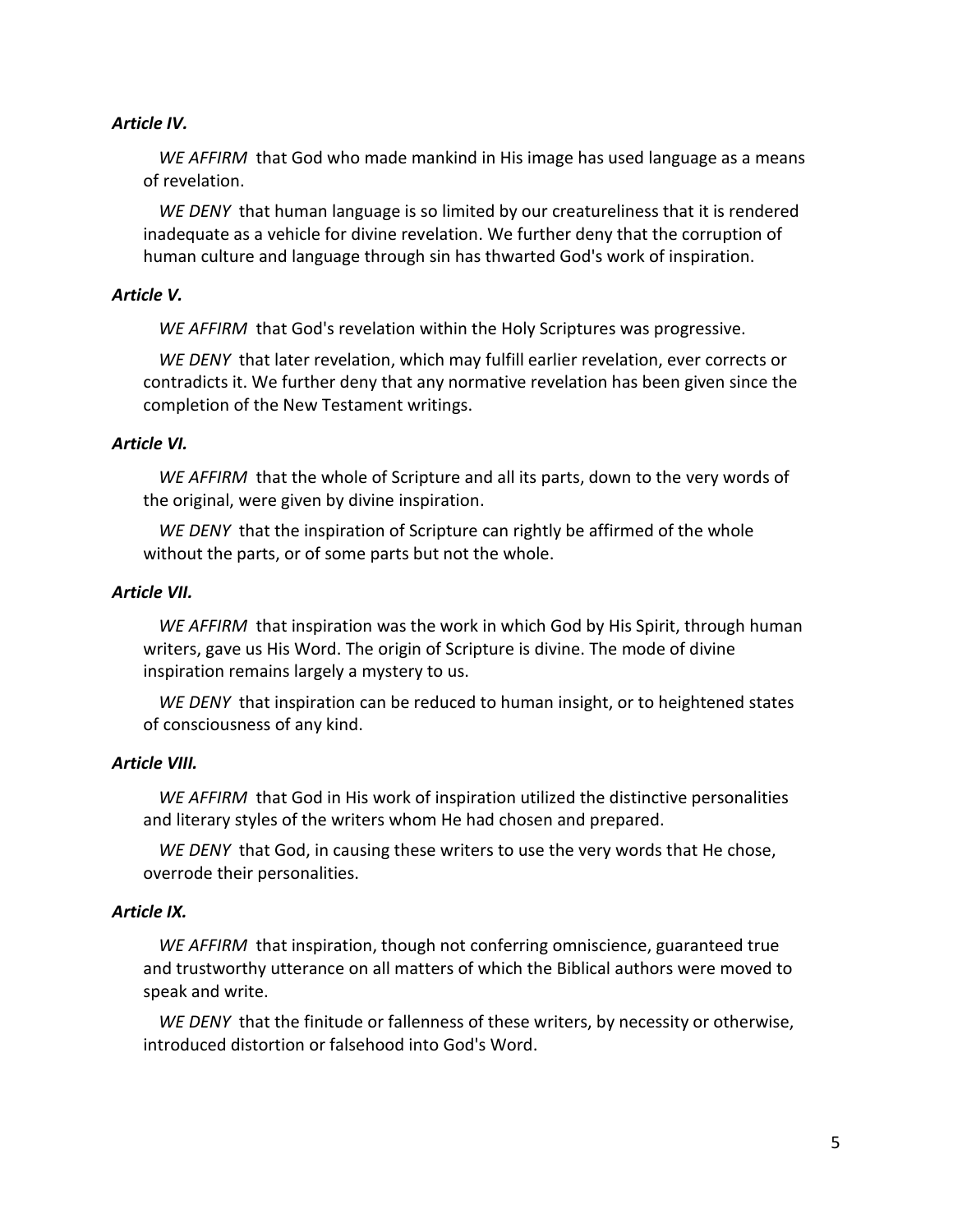***Article IV.***

*WE AFFIRM* that God who made mankind in His image has used language as a means of revelation.

*WE DENY* that human language is so limited by our creatureliness that it is rendered inadequate as a vehicle for divine revelation. We further deny that the corruption of human culture and language through sin has thwarted God's work of inspiration.

***Article V.***

*WE AFFIRM* that God's revelation within the Holy Scriptures was progressive.

*WE DENY* that later revelation, which may fulfill earlier revelation, ever corrects or contradicts it. We further deny that any normative revelation has been given since the completion of the New Testament writings.

***Article VI.***

*WE AFFIRM* that the whole of Scripture and all its parts, down to the very words of the original, were given by divine inspiration.

*WE DENY* that the inspiration of Scripture can rightly be affirmed of the whole without the parts, or of some parts but not the whole.

***Article VII.***

*WE AFFIRM* that inspiration was the work in which God by His Spirit, through human writers, gave us His Word. The origin of Scripture is divine. The mode of divine inspiration remains largely a mystery to us.

*WE DENY* that inspiration can be reduced to human insight, or to heightened states of consciousness of any kind.

***Article VIII.***

*WE AFFIRM* that God in His work of inspiration utilized the distinctive personalities and literary styles of the writers whom He had chosen and prepared.

*WE DENY* that God, in causing these writers to use the very words that He chose, overrode their personalities.

***Article IX.***

*WE AFFIRM* that inspiration, though not conferring omniscience, guaranteed true and trustworthy utterance on all matters of which the Biblical authors were moved to speak and write.

*WE DENY* that the finitude or fallenness of these writers, by necessity or otherwise, introduced distortion or falsehood into God's Word.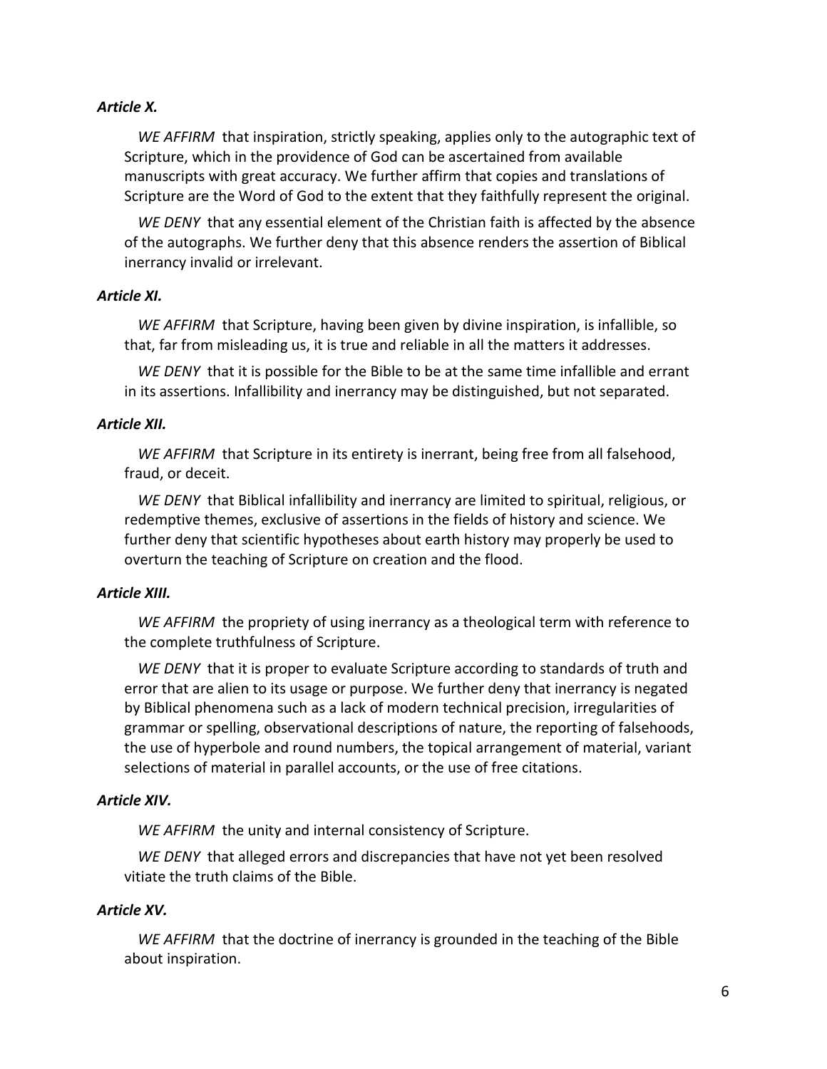***Article X.***

*WE AFFIRM* that inspiration, strictly speaking, applies only to the autographic text of Scripture, which in the providence of God can be ascertained from available manuscripts with great accuracy. We further affirm that copies and translations of Scripture are the Word of God to the extent that they faithfully represent the original.

*WE DENY* that any essential element of the Christian faith is affected by the absence of the autographs. We further deny that this absence renders the assertion of Biblical inerrancy invalid or irrelevant.

***Article XI.***

*WE AFFIRM* that Scripture, having been given by divine inspiration, is infallible, so that, far from misleading us, it is true and reliable in all the matters it addresses.

*WE DENY* that it is possible for the Bible to be at the same time infallible and errant in its assertions. Infallibility and inerrancy may be distinguished, but not separated.

***Article XII.***

*WE AFFIRM* that Scripture in its entirety is inerrant, being free from all falsehood, fraud, or deceit.

*WE DENY* that Biblical infallibility and inerrancy are limited to spiritual, religious, or redemptive themes, exclusive of assertions in the fields of history and science. We further deny that scientific hypotheses about earth history may properly be used to overturn the teaching of Scripture on creation and the flood.

***Article XIII.***

*WE AFFIRM* the propriety of using inerrancy as a theological term with reference to the complete truthfulness of Scripture.

*WE DENY* that it is proper to evaluate Scripture according to standards of truth and error that are alien to its usage or purpose. We further deny that inerrancy is negated by Biblical phenomena such as a lack of modern technical precision, irregularities of grammar or spelling, observational descriptions of nature, the reporting of falsehoods, the use of hyperbole and round numbers, the topical arrangement of material, variant selections of material in parallel accounts, or the use of free citations.

***Article XIV.***

*WE AFFIRM* the unity and internal consistency of Scripture.

*WE DENY* that alleged errors and discrepancies that have not yet been resolved vitiate the truth claims of the Bible.

***Article XV.***

*WE AFFIRM* that the doctrine of inerrancy is grounded in the teaching of the Bible about inspiration.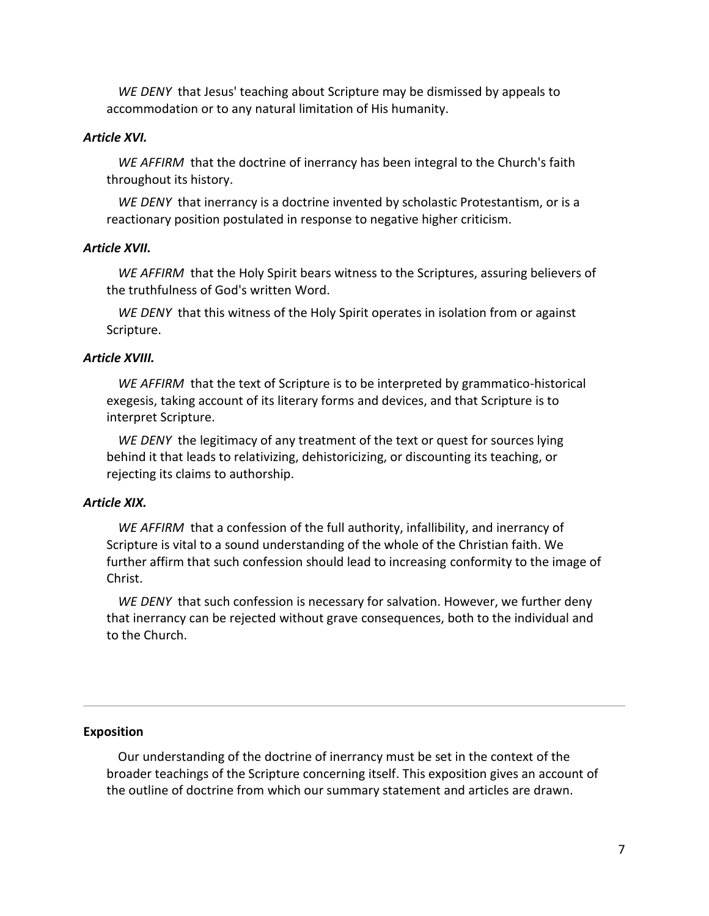*WE DENY* that Jesus' teaching about Scripture may be dismissed by appeals to accommodation or to any natural limitation of His humanity.

***Article XVI.***

*WE AFFIRM* that the doctrine of inerrancy has been integral to the Church's faith throughout its history.

*WE DENY* that inerrancy is a doctrine invented by scholastic Protestantism, or is a reactionary position postulated in response to negative higher criticism.

***Article XVII.***

*WE AFFIRM* that the Holy Spirit bears witness to the Scriptures, assuring believers of the truthfulness of God's written Word.

*WE DENY* that this witness of the Holy Spirit operates in isolation from or against Scripture.

***Article XVIII.***

*WE AFFIRM* that the text of Scripture is to be interpreted by grammatico-historical exegesis, taking account of its literary forms and devices, and that Scripture is to interpret Scripture.

*WE DENY* the legitimacy of any treatment of the text or quest for sources lying behind it that leads to relativizing, dehistoricizing, or discounting its teaching, or rejecting its claims to authorship.

***Article XIX.***

*WE AFFIRM* that a confession of the full authority, infallibility, and inerrancy of Scripture is vital to a sound understanding of the whole of the Christian faith. We further affirm that such confession should lead to increasing conformity to the image of Christ.

*WE DENY* that such confession is necessary for salvation. However, we further deny that inerrancy can be rejected without grave consequences, both to the individual and to the Church.

---

**Exposition**

Our understanding of the doctrine of inerrancy must be set in the context of the broader teachings of the Scripture concerning itself. This exposition gives an account of the outline of doctrine from which our summary statement and articles are drawn.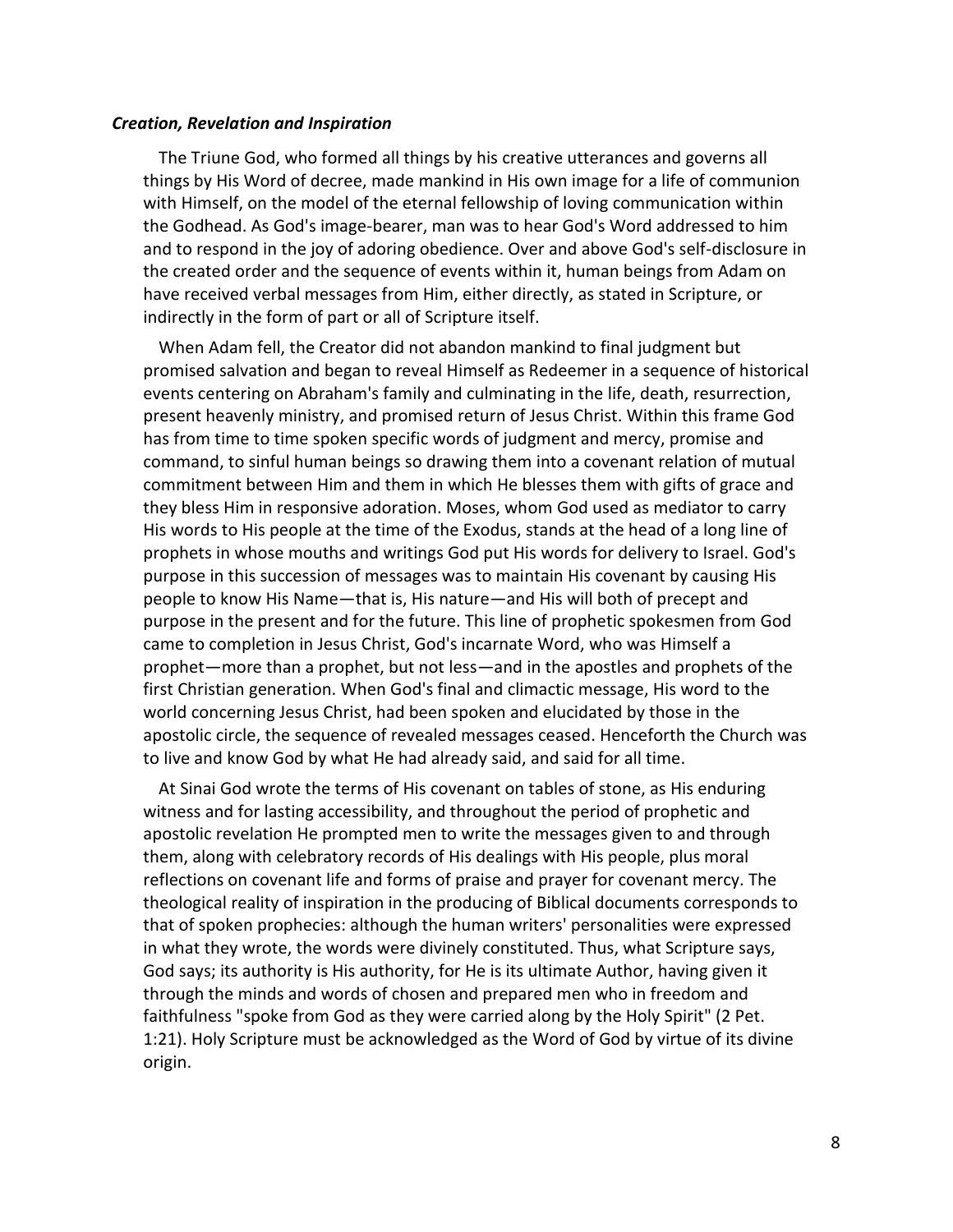### *Creation, Revelation and Inspiration*

The Triune God, who formed all things by his creative utterances and governs all things by His Word of decree, made mankind in His own image for a life of communion with Himself, on the model of the eternal fellowship of loving communication within the Godhead. As God's image-bearer, man was to hear God's Word addressed to him and to respond in the joy of adoring obedience. Over and above God's self-disclosure in the created order and the sequence of events within it, human beings from Adam on have received verbal messages from Him, either directly, as stated in Scripture, or indirectly in the form of part or all of Scripture itself.

When Adam fell, the Creator did not abandon mankind to final judgment but promised salvation and began to reveal Himself as Redeemer in a sequence of historical events centering on Abraham's family and culminating in the life, death, resurrection, present heavenly ministry, and promised return of Jesus Christ. Within this frame God has from time to time spoken specific words of judgment and mercy, promise and command, to sinful human beings so drawing them into a covenant relation of mutual commitment between Him and them in which He blesses them with gifts of grace and they bless Him in responsive adoration. Moses, whom God used as mediator to carry His words to His people at the time of the Exodus, stands at the head of a long line of prophets in whose mouths and writings God put His words for delivery to Israel. God's purpose in this succession of messages was to maintain His covenant by causing His people to know His Name—that is, His nature—and His will both of precept and purpose in the present and for the future. This line of prophetic spokesmen from God came to completion in Jesus Christ, God's incarnate Word, who was Himself a prophet—more than a prophet, but not less—and in the apostles and prophets of the first Christian generation. When God's final and climactic message, His word to the world concerning Jesus Christ, had been spoken and elucidated by those in the apostolic circle, the sequence of revealed messages ceased. Henceforth the Church was to live and know God by what He had already said, and said for all time.

At Sinai God wrote the terms of His covenant on tables of stone, as His enduring witness and for lasting accessibility, and throughout the period of prophetic and apostolic revelation He prompted men to write the messages given to and through them, along with celebratory records of His dealings with His people, plus moral reflections on covenant life and forms of praise and prayer for covenant mercy. The theological reality of inspiration in the producing of Biblical documents corresponds to that of spoken prophecies: although the human writers' personalities were expressed in what they wrote, the words were divinely constituted. Thus, what Scripture says, God says; its authority is His authority, for He is its ultimate Author, having given it through the minds and words of chosen and prepared men who in freedom and faithfulness "spoke from God as they were carried along by the Holy Spirit" (2 Pet. 1:21). Holy Scripture must be acknowledged as the Word of God by virtue of its divine origin.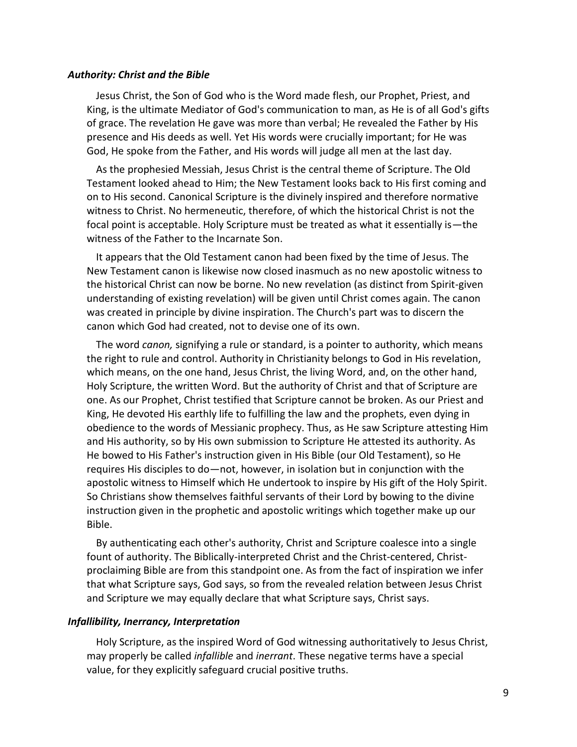### *Authority: Christ and the Bible*

Jesus Christ, the Son of God who is the Word made flesh, our Prophet, Priest, and King, is the ultimate Mediator of God's communication to man, as He is of all God's gifts of grace. The revelation He gave was more than verbal; He revealed the Father by His presence and His deeds as well. Yet His words were crucially important; for He was God, He spoke from the Father, and His words will judge all men at the last day.

As the prophesied Messiah, Jesus Christ is the central theme of Scripture. The Old Testament looked ahead to Him; the New Testament looks back to His first coming and on to His second. Canonical Scripture is the divinely inspired and therefore normative witness to Christ. No hermeneutic, therefore, of which the historical Christ is not the focal point is acceptable. Holy Scripture must be treated as what it essentially is—the witness of the Father to the Incarnate Son.

It appears that the Old Testament canon had been fixed by the time of Jesus. The New Testament canon is likewise now closed inasmuch as no new apostolic witness to the historical Christ can now be borne. No new revelation (as distinct from Spirit-given understanding of existing revelation) will be given until Christ comes again. The canon was created in principle by divine inspiration. The Church's part was to discern the canon which God had created, not to devise one of its own.

The word *canon,* signifying a rule or standard, is a pointer to authority, which means the right to rule and control. Authority in Christianity belongs to God in His revelation, which means, on the one hand, Jesus Christ, the living Word, and, on the other hand, Holy Scripture, the written Word. But the authority of Christ and that of Scripture are one. As our Prophet, Christ testified that Scripture cannot be broken. As our Priest and King, He devoted His earthly life to fulfilling the law and the prophets, even dying in obedience to the words of Messianic prophecy. Thus, as He saw Scripture attesting Him and His authority, so by His own submission to Scripture He attested its authority. As He bowed to His Father's instruction given in His Bible (our Old Testament), so He requires His disciples to do—not, however, in isolation but in conjunction with the apostolic witness to Himself which He undertook to inspire by His gift of the Holy Spirit. So Christians show themselves faithful servants of their Lord by bowing to the divine instruction given in the prophetic and apostolic writings which together make up our Bible.

By authenticating each other's authority, Christ and Scripture coalesce into a single fount of authority. The Biblically-interpreted Christ and the Christ-centered, Christ-proclaiming Bible are from this standpoint one. As from the fact of inspiration we infer that what Scripture says, God says, so from the revealed relation between Jesus Christ and Scripture we may equally declare that what Scripture says, Christ says.

### *Infallibility, Inerrancy, Interpretation*

Holy Scripture, as the inspired Word of God witnessing authoritatively to Jesus Christ, may properly be called *infallible* and *inerrant*. These negative terms have a special value, for they explicitly safeguard crucial positive truths.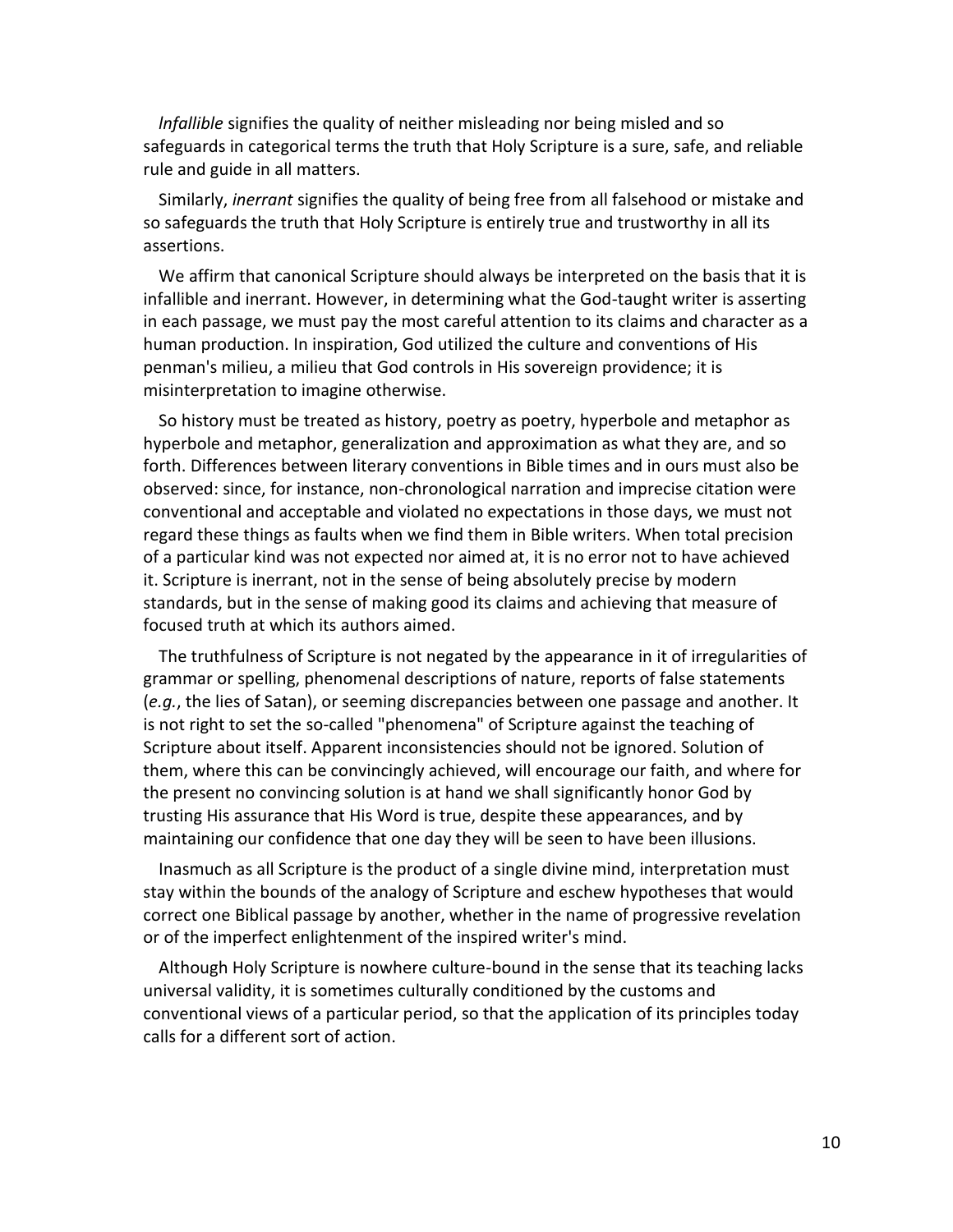*Infallible* signifies the quality of neither misleading nor being misled and so safeguards in categorical terms the truth that Holy Scripture is a sure, safe, and reliable rule and guide in all matters.

Similarly, *inerrant* signifies the quality of being free from all falsehood or mistake and so safeguards the truth that Holy Scripture is entirely true and trustworthy in all its assertions.

We affirm that canonical Scripture should always be interpreted on the basis that it is infallible and inerrant. However, in determining what the God-taught writer is asserting in each passage, we must pay the most careful attention to its claims and character as a human production. In inspiration, God utilized the culture and conventions of His penman's milieu, a milieu that God controls in His sovereign providence; it is misinterpretation to imagine otherwise.

So history must be treated as history, poetry as poetry, hyperbole and metaphor as hyperbole and metaphor, generalization and approximation as what they are, and so forth. Differences between literary conventions in Bible times and in ours must also be observed: since, for instance, non-chronological narration and imprecise citation were conventional and acceptable and violated no expectations in those days, we must not regard these things as faults when we find them in Bible writers. When total precision of a particular kind was not expected nor aimed at, it is no error not to have achieved it. Scripture is inerrant, not in the sense of being absolutely precise by modern standards, but in the sense of making good its claims and achieving that measure of focused truth at which its authors aimed.

The truthfulness of Scripture is not negated by the appearance in it of irregularities of grammar or spelling, phenomenal descriptions of nature, reports of false statements (*e.g.*, the lies of Satan), or seeming discrepancies between one passage and another. It is not right to set the so-called "phenomena" of Scripture against the teaching of Scripture about itself. Apparent inconsistencies should not be ignored. Solution of them, where this can be convincingly achieved, will encourage our faith, and where for the present no convincing solution is at hand we shall significantly honor God by trusting His assurance that His Word is true, despite these appearances, and by maintaining our confidence that one day they will be seen to have been illusions.

Inasmuch as all Scripture is the product of a single divine mind, interpretation must stay within the bounds of the analogy of Scripture and eschew hypotheses that would correct one Biblical passage by another, whether in the name of progressive revelation or of the imperfect enlightenment of the inspired writer's mind.

Although Holy Scripture is nowhere culture-bound in the sense that its teaching lacks universal validity, it is sometimes culturally conditioned by the customs and conventional views of a particular period, so that the application of its principles today calls for a different sort of action.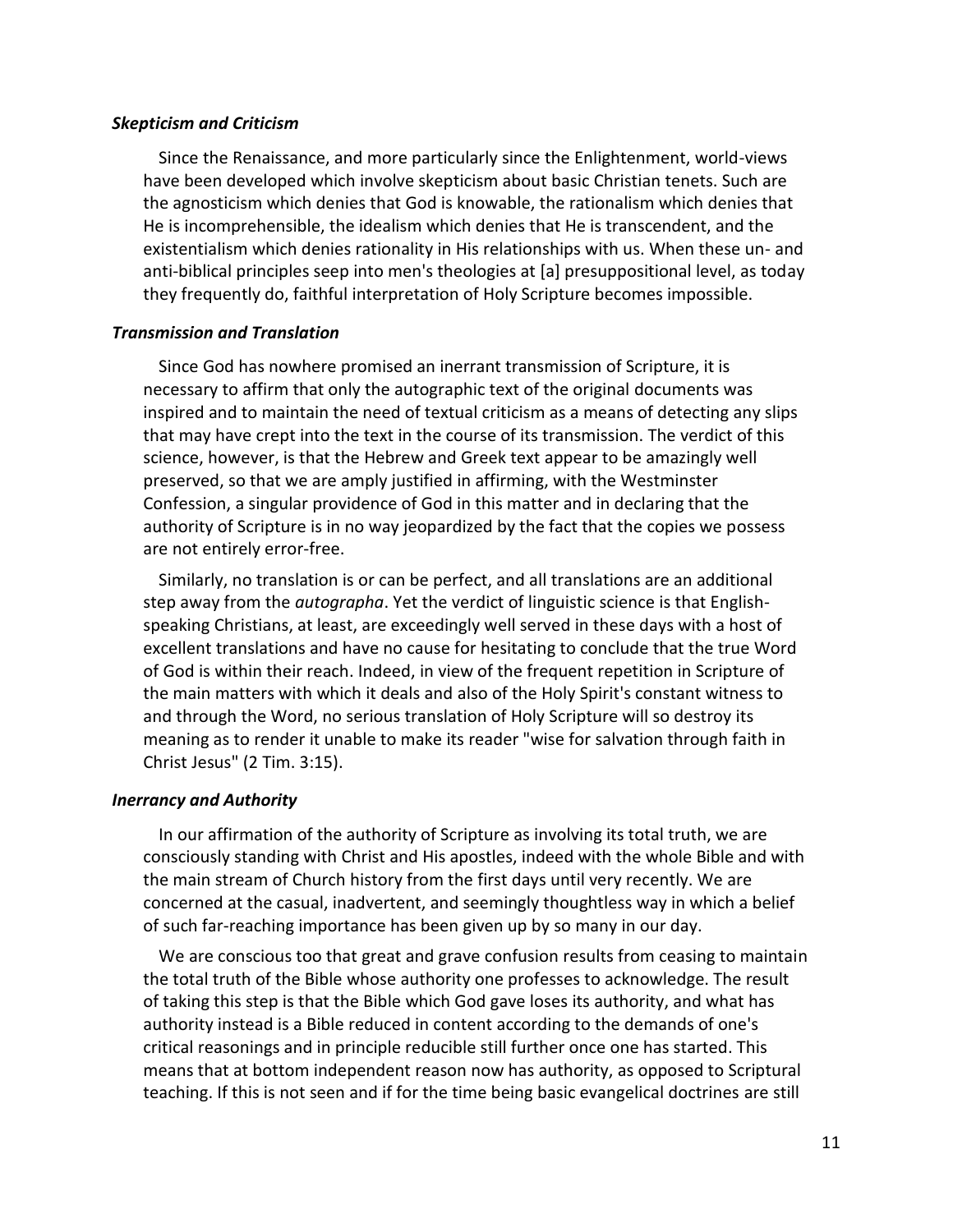### *Skepticism and Criticism*

Since the Renaissance, and more particularly since the Enlightenment, world-views have been developed which involve skepticism about basic Christian tenets. Such are the agnosticism which denies that God is knowable, the rationalism which denies that He is incomprehensible, the idealism which denies that He is transcendent, and the existentialism which denies rationality in His relationships with us. When these un- and anti-biblical principles seep into men's theologies at [a] presuppositional level, as today they frequently do, faithful interpretation of Holy Scripture becomes impossible.

### *Transmission and Translation*

Since God has nowhere promised an inerrant transmission of Scripture, it is necessary to affirm that only the autographic text of the original documents was inspired and to maintain the need of textual criticism as a means of detecting any slips that may have crept into the text in the course of its transmission. The verdict of this science, however, is that the Hebrew and Greek text appear to be amazingly well preserved, so that we are amply justified in affirming, with the Westminster Confession, a singular providence of God in this matter and in declaring that the authority of Scripture is in no way jeopardized by the fact that the copies we possess are not entirely error-free.

Similarly, no translation is or can be perfect, and all translations are an additional step away from the *autographa*. Yet the verdict of linguistic science is that English-speaking Christians, at least, are exceedingly well served in these days with a host of excellent translations and have no cause for hesitating to conclude that the true Word of God is within their reach. Indeed, in view of the frequent repetition in Scripture of the main matters with which it deals and also of the Holy Spirit's constant witness to and through the Word, no serious translation of Holy Scripture will so destroy its meaning as to render it unable to make its reader "wise for salvation through faith in Christ Jesus" (2 Tim. 3:15).

### *Inerrancy and Authority*

In our affirmation of the authority of Scripture as involving its total truth, we are consciously standing with Christ and His apostles, indeed with the whole Bible and with the main stream of Church history from the first days until very recently. We are concerned at the casual, inadvertent, and seemingly thoughtless way in which a belief of such far-reaching importance has been given up by so many in our day.

We are conscious too that great and grave confusion results from ceasing to maintain the total truth of the Bible whose authority one professes to acknowledge. The result of taking this step is that the Bible which God gave loses its authority, and what has authority instead is a Bible reduced in content according to the demands of one's critical reasonings and in principle reducible still further once one has started. This means that at bottom independent reason now has authority, as opposed to Scriptural teaching. If this is not seen and if for the time being basic evangelical doctrines are still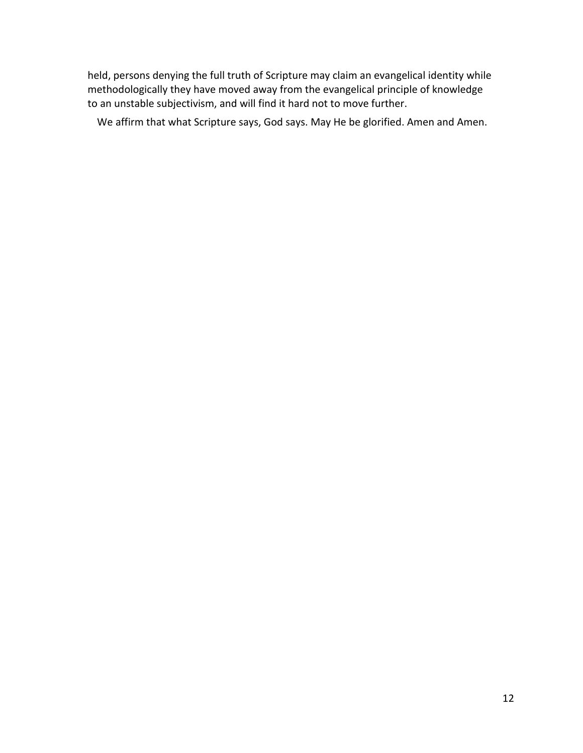held, persons denying the full truth of Scripture may claim an evangelical identity while methodologically they have moved away from the evangelical principle of knowledge to an unstable subjectivism, and will find it hard not to move further.

We affirm that what Scripture says, God says. May He be glorified. Amen and Amen.